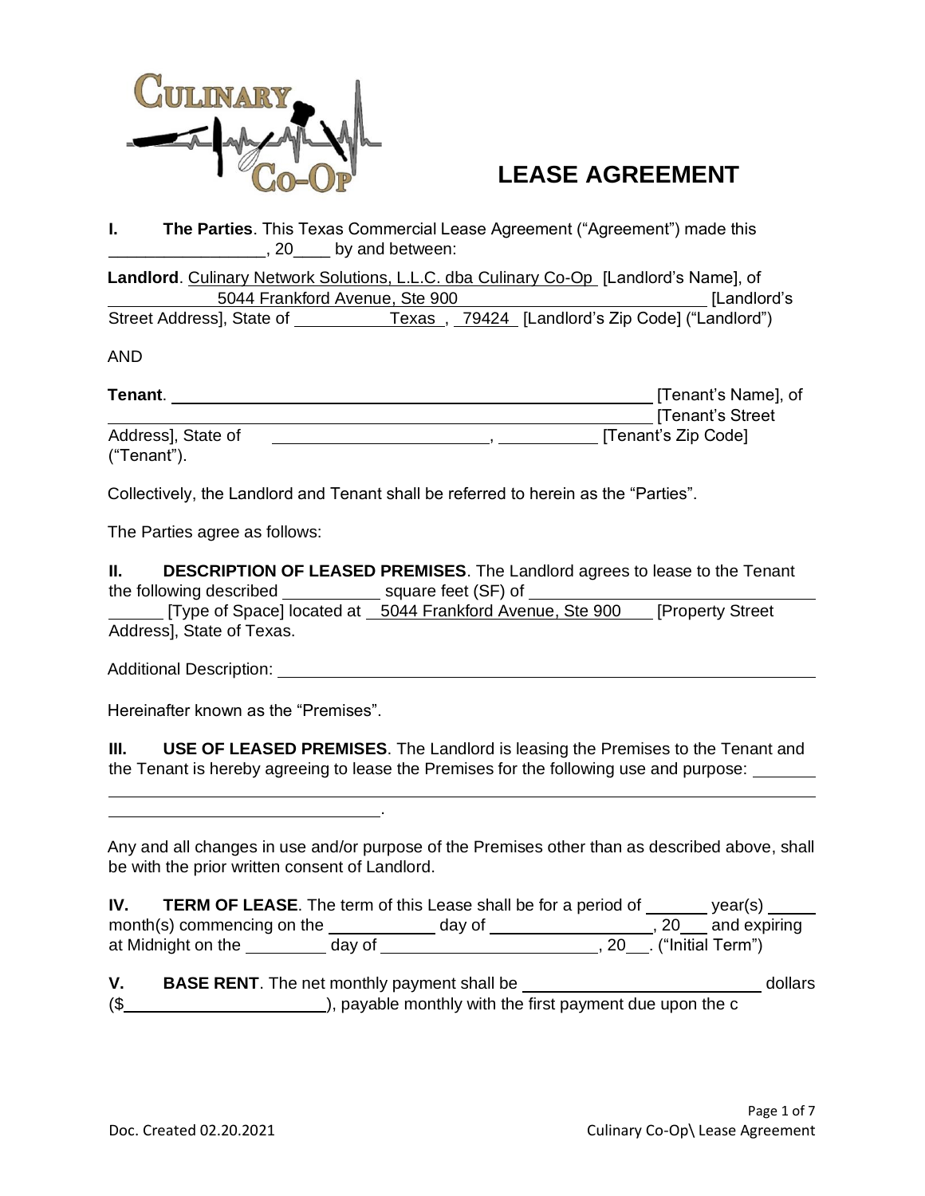# LEASE AGREEMENT

**I. The Parties**. This Texas Commercial Lease Agreement ("Agreement") made this \_\_\_\_\_\_\_\_\_\_\_\_\_\_\_\_, 20\_\_\_\_ by and between:

**Landlord**. Culinary Network Solutions, L.L.C. dba Culinary Co-Op [Landlord's Name], of 5044 Frankford Avenue, Ste 900 [Landlord's Street Address], State of Texas, 79424 [Landlord's Zip Code] ("Landlord")

AND

**Tenant**. \_\_\_\_\_\_\_\_\_\_\_\_\_\_\_\_\_\_\_\_\_\_\_\_\_\_\_\_\_\_\_\_\_\_\_\_\_\_\_\_ [Tenant's Name], of \_\_\_\_\_\_\_\_\_\_\_\_\_\_\_\_\_\_\_\_\_\_\_\_\_\_\_\_\_\_\_\_\_\_\_\_\_\_\_\_ [Tenant's Street Address], State of \_\_\_\_\_\_\_\_\_\_\_\_\_\_\_\_\_\_\_\_, \_\_\_\_\_\_\_\_\_\_ [Tenant's Zip Code] ("Tenant").

Collectively, the Landlord and Tenant shall be referred to herein as the "Parties".

The Parties agree as follows:

**II. DESCRIPTION OF LEASED PREMISES**. The Landlord agrees to lease to the Tenant the following described \_\_\_\_\_\_\_\_\_\_ square feet (SF) of \_\_\_\_\_\_\_\_\_\_\_\_\_\_\_\_\_\_\_\_\_\_\_\_\_\_\_\_ [Type of Space] located at 5044 Frankford Avenue, Ste 900 [Property Street Address], State of Texas.

Additional Description: \_\_\_\_\_\_\_\_\_\_\_\_\_\_\_\_\_\_\_\_\_\_\_\_\_\_\_\_\_\_\_\_\_\_\_\_\_\_\_\_\_\_\_\_\_\_\_\_

Hereinafter known as the "Premises".

**III. USE OF LEASED PREMISES**. The Landlord is leasing the Premises to the Tenant and the Tenant is hereby agreeing to lease the Premises for the following use and purpose: \_\_\_\_\_\_\_\_\_\_\_\_\_\_\_\_\_\_\_\_\_\_\_\_\_\_\_\_\_\_\_\_\_\_\_\_\_\_\_\_\_\_\_\_\_\_\_\_\_\_\_\_\_\_\_\_\_\_\_\_\_\_\_\_\_\_\_\_\_\_\_\_\_\_\_\_\_\_\_\_\_\_.

Any and all changes in use and/or purpose of the Premises other than as described above, shall be with the prior written consent of Landlord.

**IV. TERM OF LEASE**. The term of this Lease shall be for a period of \_\_\_\_\_\_ year(s) \_\_\_\_\_ month(s) commencing on the \_\_\_\_\_\_\_\_\_\_ day of \_\_\_\_\_\_\_\_\_\_\_\_\_\_\_, 20\_\_\_ and expiring at Midnight on the \_\_\_\_\_\_\_\_ day of \_\_\_\_\_\_\_\_\_\_\_\_\_\_\_\_\_\_\_\_, 20\_\_\_. ("Initial Term")

**V. BASE RENT**. The net monthly payment shall be \_\_\_\_\_\_\_\_\_\_\_\_\_\_\_\_\_\_\_\_\_\_ dollars ($\_\_\_\_\_\_\_\_\_\_\_\_\_\_\_\_\_\_\_\_), payable monthly with the first payment due upon the c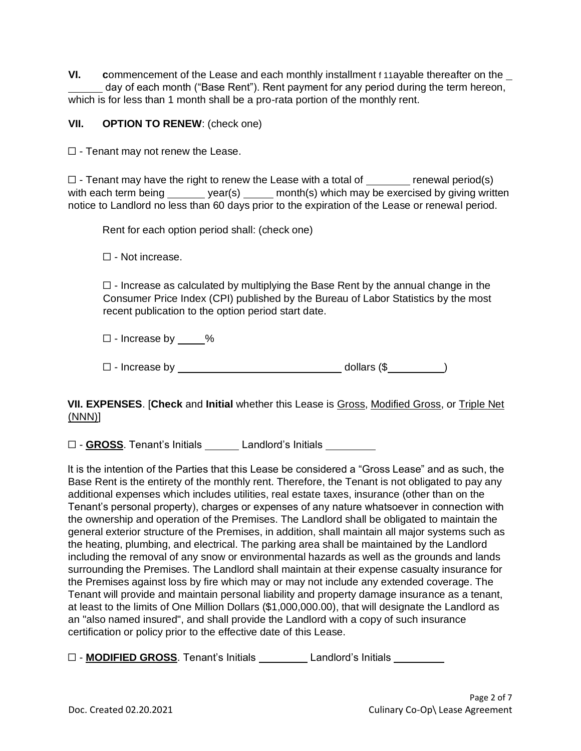**VI.** **c**ommencement of the Lease and each monthly installment f 11ayable thereafter on the ________ day of each month ("Base Rent"). Rent payment for any period during the term hereon, which is for less than 1 month shall be a pro-rata portion of the monthly rent.

**VII. OPTION TO RENEW**: (check one)

☐ - Tenant may not renew the Lease.

☐ - Tenant may have the right to renew the Lease with a total of ________ renewal period(s) with each term being _______ year(s) _____ month(s) which may be exercised by giving written notice to Landlord no less than 60 days prior to the expiration of the Lease or renewal period.

Rent for each option period shall: (check one)

☐ - Not increase.

☐ - Increase as calculated by multiplying the Base Rent by the annual change in the Consumer Price Index (CPI) published by the Bureau of Labor Statistics by the most recent publication to the option period start date.

☐ - Increase by _____%

☐ - Increase by ______________________________ dollars ($__________)

**VII. EXPENSES**. [**Check** and **Initial** whether this Lease is Gross, Modified Gross, or Triple Net (NNN)]

☐ - **GROSS**. Tenant's Initials ______ Landlord's Initials _________

It is the intention of the Parties that this Lease be considered a "Gross Lease" and as such, the Base Rent is the entirety of the monthly rent. Therefore, the Tenant is not obligated to pay any additional expenses which includes utilities, real estate taxes, insurance (other than on the Tenant's personal property), charges or expenses of any nature whatsoever in connection with the ownership and operation of the Premises. The Landlord shall be obligated to maintain the general exterior structure of the Premises, in addition, shall maintain all major systems such as the heating, plumbing, and electrical. The parking area shall be maintained by the Landlord including the removal of any snow or environmental hazards as well as the grounds and lands surrounding the Premises. The Landlord shall maintain at their expense casualty insurance for the Premises against loss by fire which may or may not include any extended coverage. The Tenant will provide and maintain personal liability and property damage insurance as a tenant, at least to the limits of One Million Dollars ($1,000,000.00), that will designate the Landlord as an "also named insured", and shall provide the Landlord with a copy of such insurance certification or policy prior to the effective date of this Lease.

☐ - **MODIFIED GROSS**. Tenant's Initials _________ Landlord's Initials _________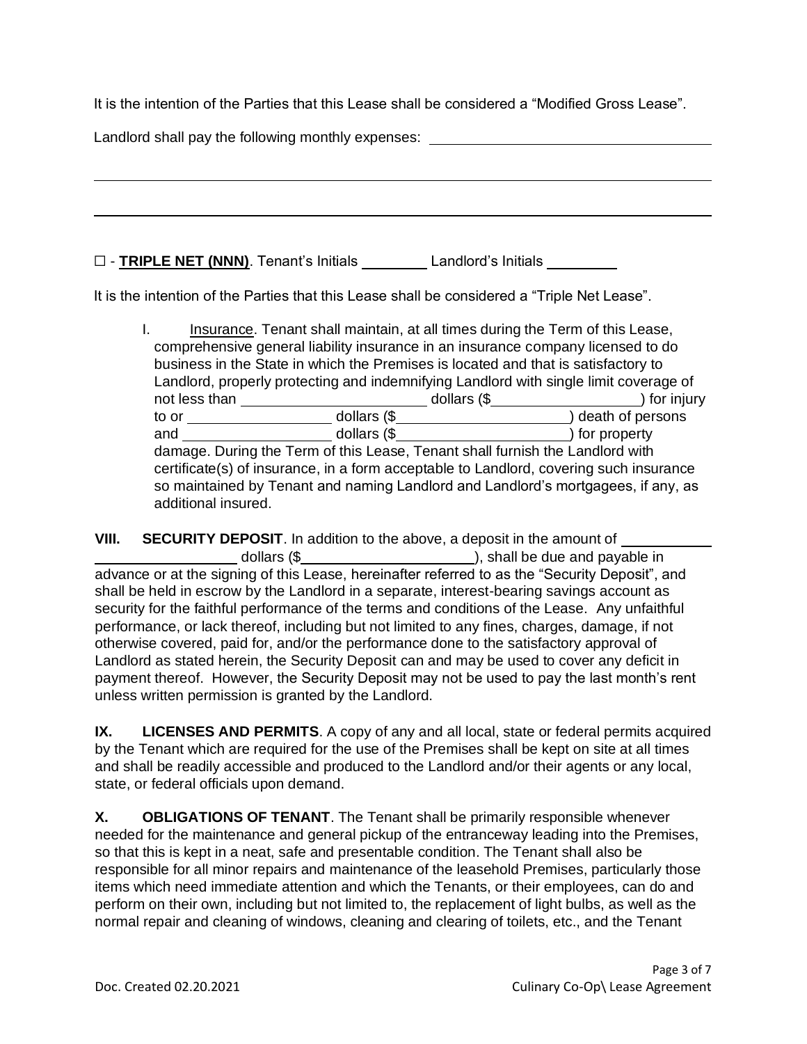It is the intention of the Parties that this Lease shall be considered a "Modified Gross Lease".

Landlord shall pay the following monthly expenses: ____________________________________

______________________________________________________________________________

______________________________________________________________________________

☐ - **TRIPLE NET (NNN)**. Tenant's Initials _________ Landlord's Initials _________

It is the intention of the Parties that this Lease shall be considered a "Triple Net Lease".

I. Insurance. Tenant shall maintain, at all times during the Term of this Lease, comprehensive general liability insurance in an insurance company licensed to do business in the State in which the Premises is located and that is satisfactory to Landlord, properly protecting and indemnifying Landlord with single limit coverage of not less than ________________________ dollars ($____________________) for injury to or ___________________ dollars ($______________________) death of persons and ___________________ dollars ($______________________) for property damage. During the Term of this Lease, Tenant shall furnish the Landlord with certificate(s) of insurance, in a form acceptable to Landlord, covering such insurance so maintained by Tenant and naming Landlord and Landlord's mortgagees, if any, as additional insured.

**VIII. SECURITY DEPOSIT**. In addition to the above, a deposit in the amount of ____________ __________________ dollars ($______________________), shall be due and payable in advance or at the signing of this Lease, hereinafter referred to as the "Security Deposit", and shall be held in escrow by the Landlord in a separate, interest-bearing savings account as security for the faithful performance of the terms and conditions of the Lease. Any unfaithful performance, or lack thereof, including but not limited to any fines, charges, damage, if not otherwise covered, paid for, and/or the performance done to the satisfactory approval of Landlord as stated herein, the Security Deposit can and may be used to cover any deficit in payment thereof. However, the Security Deposit may not be used to pay the last month's rent unless written permission is granted by the Landlord.

**IX. LICENSES AND PERMITS**. A copy of any and all local, state or federal permits acquired by the Tenant which are required for the use of the Premises shall be kept on site at all times and shall be readily accessible and produced to the Landlord and/or their agents or any local, state, or federal officials upon demand.

**X. OBLIGATIONS OF TENANT**. The Tenant shall be primarily responsible whenever needed for the maintenance and general pickup of the entranceway leading into the Premises, so that this is kept in a neat, safe and presentable condition. The Tenant shall also be responsible for all minor repairs and maintenance of the leasehold Premises, particularly those items which need immediate attention and which the Tenants, or their employees, can do and perform on their own, including but not limited to, the replacement of light bulbs, as well as the normal repair and cleaning of windows, cleaning and clearing of toilets, etc., and the Tenant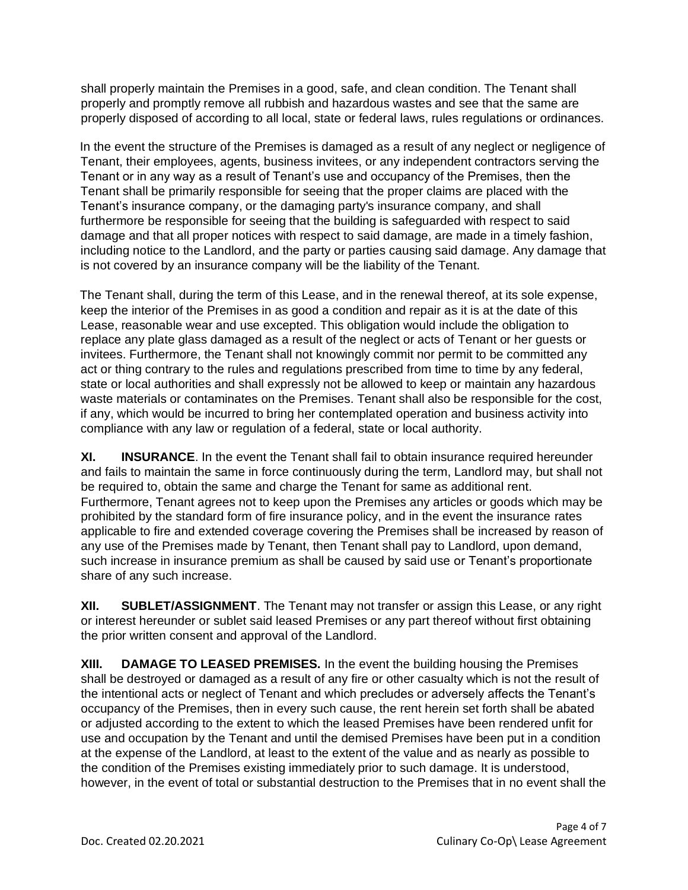shall properly maintain the Premises in a good, safe, and clean condition. The Tenant shall properly and promptly remove all rubbish and hazardous wastes and see that the same are properly disposed of according to all local, state or federal laws, rules regulations or ordinances.

In the event the structure of the Premises is damaged as a result of any neglect or negligence of Tenant, their employees, agents, business invitees, or any independent contractors serving the Tenant or in any way as a result of Tenant's use and occupancy of the Premises, then the Tenant shall be primarily responsible for seeing that the proper claims are placed with the Tenant's insurance company, or the damaging party's insurance company, and shall furthermore be responsible for seeing that the building is safeguarded with respect to said damage and that all proper notices with respect to said damage, are made in a timely fashion, including notice to the Landlord, and the party or parties causing said damage. Any damage that is not covered by an insurance company will be the liability of the Tenant.

The Tenant shall, during the term of this Lease, and in the renewal thereof, at its sole expense, keep the interior of the Premises in as good a condition and repair as it is at the date of this Lease, reasonable wear and use excepted. This obligation would include the obligation to replace any plate glass damaged as a result of the neglect or acts of Tenant or her guests or invitees. Furthermore, the Tenant shall not knowingly commit nor permit to be committed any act or thing contrary to the rules and regulations prescribed from time to time by any federal, state or local authorities and shall expressly not be allowed to keep or maintain any hazardous waste materials or contaminates on the Premises. Tenant shall also be responsible for the cost, if any, which would be incurred to bring her contemplated operation and business activity into compliance with any law or regulation of a federal, state or local authority.

**XI. INSURANCE**. In the event the Tenant shall fail to obtain insurance required hereunder and fails to maintain the same in force continuously during the term, Landlord may, but shall not be required to, obtain the same and charge the Tenant for same as additional rent. Furthermore, Tenant agrees not to keep upon the Premises any articles or goods which may be prohibited by the standard form of fire insurance policy, and in the event the insurance rates applicable to fire and extended coverage covering the Premises shall be increased by reason of any use of the Premises made by Tenant, then Tenant shall pay to Landlord, upon demand, such increase in insurance premium as shall be caused by said use or Tenant's proportionate share of any such increase.

**XII. SUBLET/ASSIGNMENT**. The Tenant may not transfer or assign this Lease, or any right or interest hereunder or sublet said leased Premises or any part thereof without first obtaining the prior written consent and approval of the Landlord.

**XIII. DAMAGE TO LEASED PREMISES.** In the event the building housing the Premises shall be destroyed or damaged as a result of any fire or other casualty which is not the result of the intentional acts or neglect of Tenant and which precludes or adversely affects the Tenant's occupancy of the Premises, then in every such cause, the rent herein set forth shall be abated or adjusted according to the extent to which the leased Premises have been rendered unfit for use and occupation by the Tenant and until the demised Premises have been put in a condition at the expense of the Landlord, at least to the extent of the value and as nearly as possible to the condition of the Premises existing immediately prior to such damage. It is understood, however, in the event of total or substantial destruction to the Premises that in no event shall the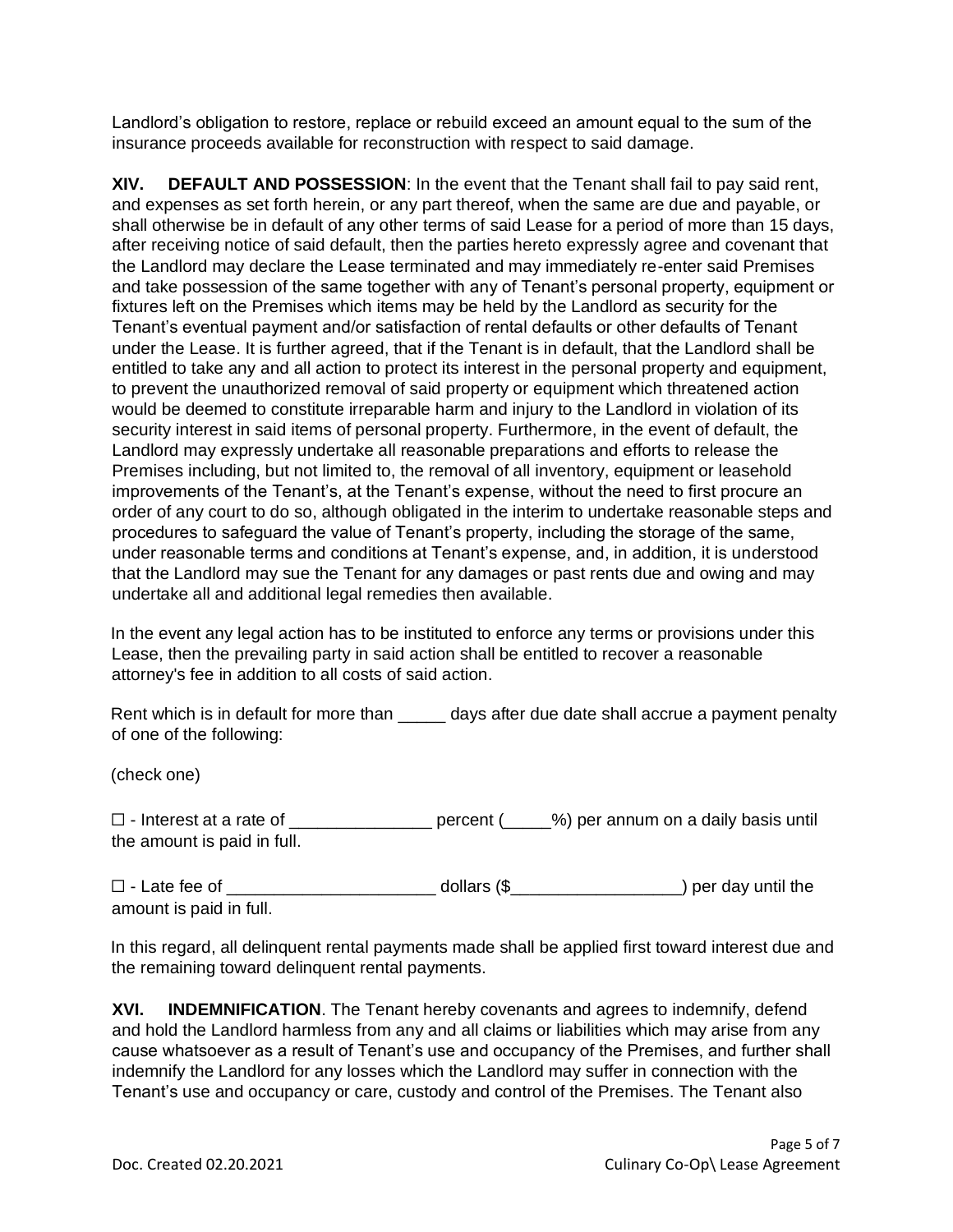Landlord's obligation to restore, replace or rebuild exceed an amount equal to the sum of the insurance proceeds available for reconstruction with respect to said damage.

**XIV. DEFAULT AND POSSESSION**: In the event that the Tenant shall fail to pay said rent, and expenses as set forth herein, or any part thereof, when the same are due and payable, or shall otherwise be in default of any other terms of said Lease for a period of more than 15 days, after receiving notice of said default, then the parties hereto expressly agree and covenant that the Landlord may declare the Lease terminated and may immediately re-enter said Premises and take possession of the same together with any of Tenant's personal property, equipment or fixtures left on the Premises which items may be held by the Landlord as security for the Tenant's eventual payment and/or satisfaction of rental defaults or other defaults of Tenant under the Lease. It is further agreed, that if the Tenant is in default, that the Landlord shall be entitled to take any and all action to protect its interest in the personal property and equipment, to prevent the unauthorized removal of said property or equipment which threatened action would be deemed to constitute irreparable harm and injury to the Landlord in violation of its security interest in said items of personal property. Furthermore, in the event of default, the Landlord may expressly undertake all reasonable preparations and efforts to release the Premises including, but not limited to, the removal of all inventory, equipment or leasehold improvements of the Tenant's, at the Tenant's expense, without the need to first procure an order of any court to do so, although obligated in the interim to undertake reasonable steps and procedures to safeguard the value of Tenant's property, including the storage of the same, under reasonable terms and conditions at Tenant's expense, and, in addition, it is understood that the Landlord may sue the Tenant for any damages or past rents due and owing and may undertake all and additional legal remedies then available.

In the event any legal action has to be instituted to enforce any terms or provisions under this Lease, then the prevailing party in said action shall be entitled to recover a reasonable attorney's fee in addition to all costs of said action.

Rent which is in default for more than _____ days after due date shall accrue a payment penalty of one of the following:

(check one)

☐ - Interest at a rate of _______________ percent (_____%) per annum on a daily basis until the amount is paid in full.

☐ - Late fee of ______________________ dollars ($__________________) per day until the amount is paid in full.

In this regard, all delinquent rental payments made shall be applied first toward interest due and the remaining toward delinquent rental payments.

**XVI. INDEMNIFICATION**. The Tenant hereby covenants and agrees to indemnify, defend and hold the Landlord harmless from any and all claims or liabilities which may arise from any cause whatsoever as a result of Tenant's use and occupancy of the Premises, and further shall indemnify the Landlord for any losses which the Landlord may suffer in connection with the Tenant's use and occupancy or care, custody and control of the Premises. The Tenant also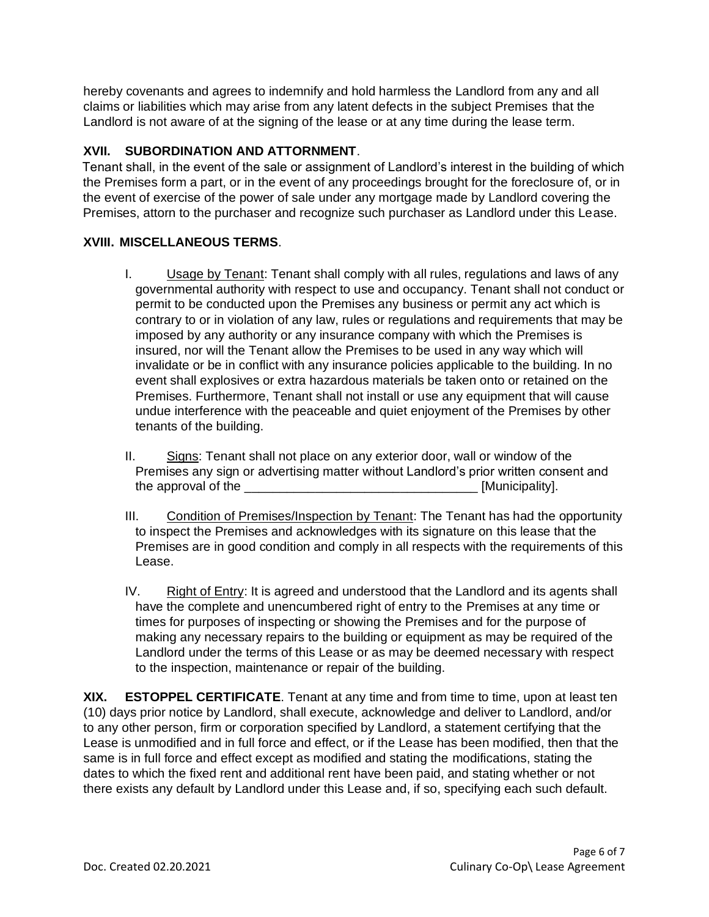hereby covenants and agrees to indemnify and hold harmless the Landlord from any and all claims or liabilities which may arise from any latent defects in the subject Premises that the Landlord is not aware of at the signing of the lease or at any time during the lease term.

**XVII. SUBORDINATION AND ATTORNMENT**.

Tenant shall, in the event of the sale or assignment of Landlord's interest in the building of which the Premises form a part, or in the event of any proceedings brought for the foreclosure of, or in the event of exercise of the power of sale under any mortgage made by Landlord covering the Premises, attorn to the purchaser and recognize such purchaser as Landlord under this Lease.

**XVIII. MISCELLANEOUS TERMS**.

I. Usage by Tenant: Tenant shall comply with all rules, regulations and laws of any governmental authority with respect to use and occupancy. Tenant shall not conduct or permit to be conducted upon the Premises any business or permit any act which is contrary to or in violation of any law, rules or regulations and requirements that may be imposed by any authority or any insurance company with which the Premises is insured, nor will the Tenant allow the Premises to be used in any way which will invalidate or be in conflict with any insurance policies applicable to the building. In no event shall explosives or extra hazardous materials be taken onto or retained on the Premises. Furthermore, Tenant shall not install or use any equipment that will cause undue interference with the peaceable and quiet enjoyment of the Premises by other tenants of the building.

II. Signs: Tenant shall not place on any exterior door, wall or window of the Premises any sign or advertising matter without Landlord's prior written consent and the approval of the _________________________________ [Municipality].

III. Condition of Premises/Inspection by Tenant: The Tenant has had the opportunity to inspect the Premises and acknowledges with its signature on this lease that the Premises are in good condition and comply in all respects with the requirements of this Lease.

IV. Right of Entry: It is agreed and understood that the Landlord and its agents shall have the complete and unencumbered right of entry to the Premises at any time or times for purposes of inspecting or showing the Premises and for the purpose of making any necessary repairs to the building or equipment as may be required of the Landlord under the terms of this Lease or as may be deemed necessary with respect to the inspection, maintenance or repair of the building.

**XIX. ESTOPPEL CERTIFICATE**. Tenant at any time and from time to time, upon at least ten (10) days prior notice by Landlord, shall execute, acknowledge and deliver to Landlord, and/or to any other person, firm or corporation specified by Landlord, a statement certifying that the Lease is unmodified and in full force and effect, or if the Lease has been modified, then that the same is in full force and effect except as modified and stating the modifications, stating the dates to which the fixed rent and additional rent have been paid, and stating whether or not there exists any default by Landlord under this Lease and, if so, specifying each such default.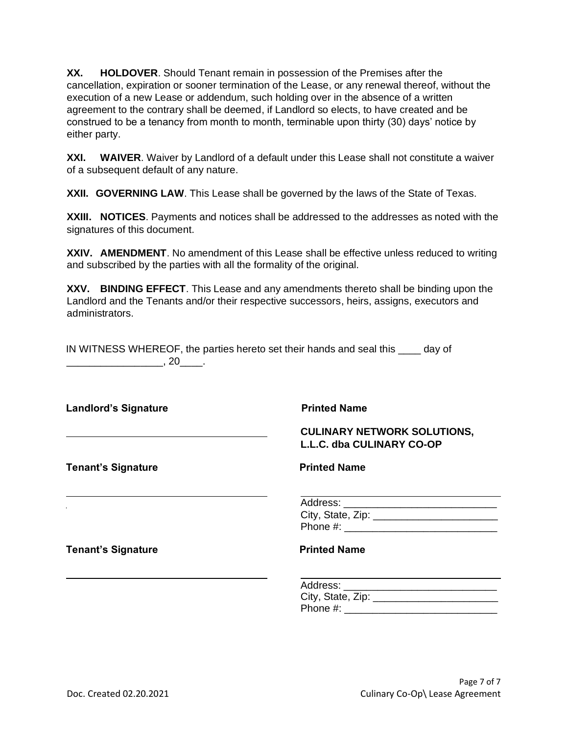**XX. HOLDOVER**. Should Tenant remain in possession of the Premises after the cancellation, expiration or sooner termination of the Lease, or any renewal thereof, without the execution of a new Lease or addendum, such holding over in the absence of a written agreement to the contrary shall be deemed, if Landlord so elects, to have created and be construed to be a tenancy from month to month, terminable upon thirty (30) days' notice by either party.

**XXI. WAIVER**. Waiver by Landlord of a default under this Lease shall not constitute a waiver of a subsequent default of any nature.

**XXII. GOVERNING LAW**. This Lease shall be governed by the laws of the State of Texas.

**XXIII. NOTICES**. Payments and notices shall be addressed to the addresses as noted with the signatures of this document.

**XXIV. AMENDMENT**. No amendment of this Lease shall be effective unless reduced to writing and subscribed by the parties with all the formality of the original.

**XXV. BINDING EFFECT**. This Lease and any amendments thereto shall be binding upon the Landlord and the Tenants and/or their respective successors, heirs, assigns, executors and administrators.

IN WITNESS WHEREOF, the parties hereto set their hands and seal this ____ day of _________________, 20____.

| **Landlord's Signature** | **Printed Name** |
|---|---|
| ___________________________________ | **CULINARY NETWORK SOLUTIONS, L.L.C. dba CULINARY CO-OP** |
| **Tenant's Signature** | **Printed Name** |
| ___________________________________ | ___________________________________<br>Address: ___________________________<br>City, State, Zip: ______________________<br>Phone #: ___________________________ |
| **Tenant's Signature** | **Printed Name** |
| ___________________________________ | ___________________________________<br>Address: ___________________________<br>City, State, Zip: ______________________<br>Phone #: ___________________________ |

Doc. Created 02.20.2021

Culinary Co-Op\ Lease Agreement